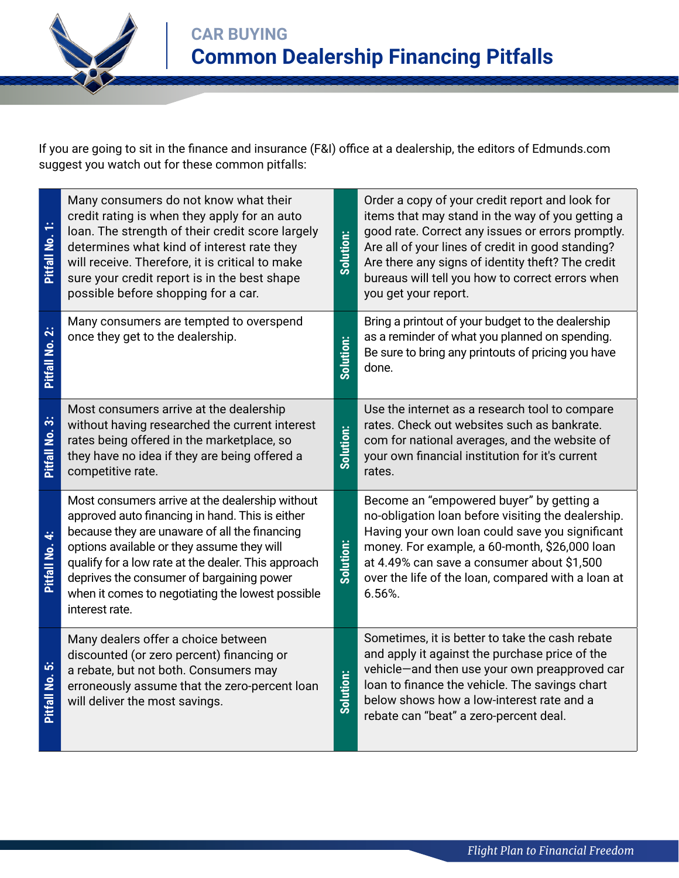# CAR BUYING

## Common Dealership Financing Pitfalls

If you are going to sit in the finance and insurance (F&I) office at a dealership, the editors of Edmunds.com suggest you watch out for these common pitfalls:

| Pitfall | | Solution |
| --- | --- | --- |
| **Pitfall No. 1:** | Many consumers do not know what their credit rating is when they apply for an auto loan. The strength of their credit score largely determines what kind of interest rate they will receive. Therefore, it is critical to make sure your credit report is in the best shape possible before shopping for a car. | Order a copy of your credit report and look for items that may stand in the way of you getting a good rate. Correct any issues or errors promptly. Are all of your lines of credit in good standing? Are there any signs of identity theft? The credit bureaus will tell you how to correct errors when you get your report. |
| **Pitfall No. 2:** | Many consumers are tempted to overspend once they get to the dealership. | Bring a printout of your budget to the dealership as a reminder of what you planned on spending. Be sure to bring any printouts of pricing you have done. |
| **Pitfall No. 3:** | Most consumers arrive at the dealership without having researched the current interest rates being offered in the marketplace, so they have no idea if they are being offered a competitive rate. | Use the internet as a research tool to compare rates. Check out websites such as bankrate.com for national averages, and the website of your own financial institution for it's current rates. |
| **Pitfall No. 4:** | Most consumers arrive at the dealership without approved auto financing in hand. This is either because they are unaware of all the financing options available or they assume they will qualify for a low rate at the dealer. This approach deprives the consumer of bargaining power when it comes to negotiating the lowest possible interest rate. | Become an “empowered buyer” by getting a no-obligation loan before visiting the dealership. Having your own loan could save you significant money. For example, a 60-month, $26,000 loan at 4.49% can save a consumer about $1,500 over the life of the loan, compared with a loan at 6.56%. |
| **Pitfall No. 5:** | Many dealers offer a choice between discounted (or zero percent) financing or a rebate, but not both. Consumers may erroneously assume that the zero-percent loan will deliver the most savings. | Sometimes, it is better to take the cash rebate and apply it against the purchase price of the vehicle—and then use your own preapproved car loan to finance the vehicle. The savings chart below shows how a low-interest rate and a rebate can “beat” a zero-percent deal. |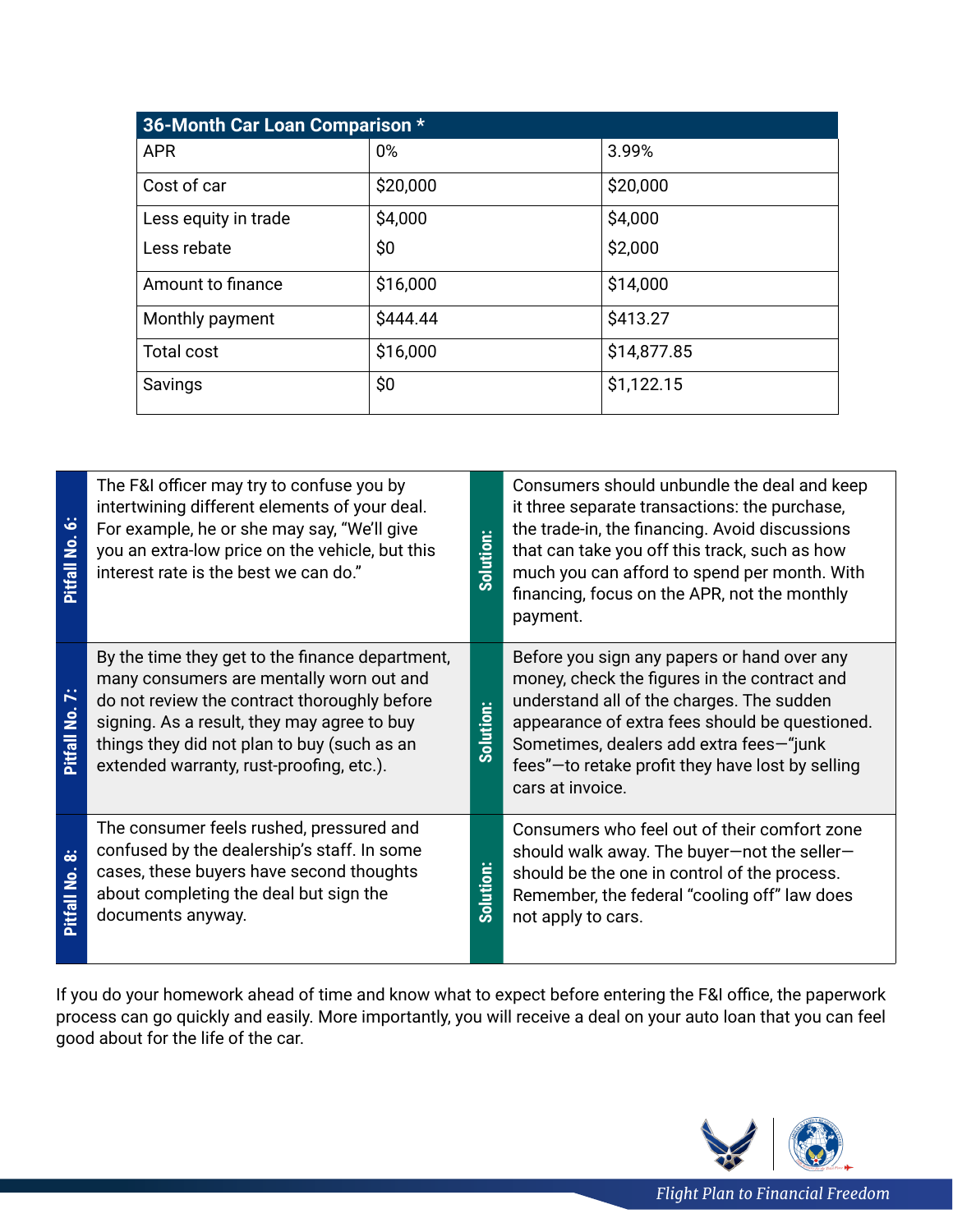| 36-Month Car Loan Comparison * | | |
|---|---|---|
| APR | 0% | 3.99% |
| Cost of car | $20,000 | $20,000 |
| Less equity in trade<br>Less rebate | $4,000<br>$0 | $4,000<br>$2,000 |
| Amount to finance | $16,000 | $14,000 |
| Monthly payment | $444.44 | $413.27 |
| Total cost | $16,000 | $14,877.85 |
| Savings | $0 | $1,122.15 |

| | | | |
|---|---|---|---|
| **Pitfall No. 6:** | The F&I officer may try to confuse you by intertwining different elements of your deal. For example, he or she may say, "We'll give you an extra-low price on the vehicle, but this interest rate is the best we can do." | **Solution:** | Consumers should unbundle the deal and keep it three separate transactions: the purchase, the trade-in, the financing. Avoid discussions that can take you off this track, such as how much you can afford to spend per month. With financing, focus on the APR, not the monthly payment. |
| **Pitfall No. 7:** | By the time they get to the finance department, many consumers are mentally worn out and do not review the contract thoroughly before signing. As a result, they may agree to buy things they did not plan to buy (such as an extended warranty, rust-proofing, etc.). | **Solution:** | Before you sign any papers or hand over any money, check the figures in the contract and understand all of the charges. The sudden appearance of extra fees should be questioned. Sometimes, dealers add extra fees—"junk fees"—to retake profit they have lost by selling cars at invoice. |
| **Pitfall No. 8:** | The consumer feels rushed, pressured and confused by the dealership's staff. In some cases, these buyers have second thoughts about completing the deal but sign the documents anyway. | **Solution:** | Consumers who feel out of their comfort zone should walk away. The buyer—not the seller—should be the one in control of the process. Remember, the federal "cooling off" law does not apply to cars. |

If you do your homework ahead of time and know what to expect before entering the F&I office, the paperwork process can go quickly and easily. More importantly, you will receive a deal on your auto loan that you can feel good about for the life of the car.

*Flight Plan to Financial Freedom*